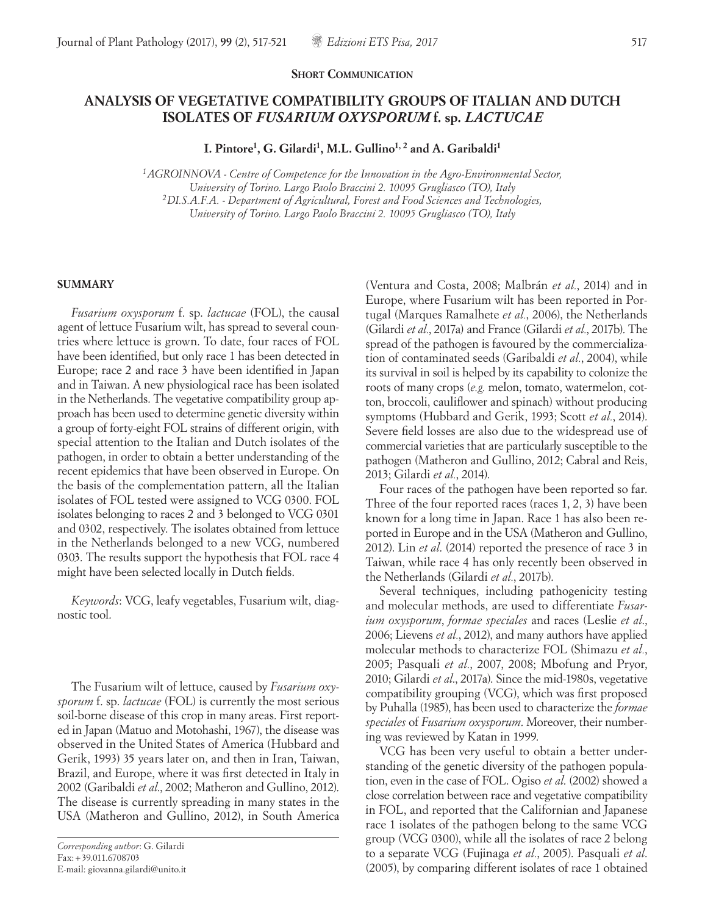**Short Communication**

# ANALYSIS OF VEGETATIVE COMPATIBILITY GROUPS OF ITALIAN AND DUTCH ISOLATES OF *FUSARIUM OXYSPORUM* f. sp. *LACTUCAE*

**I. Pintore[1], G. Gilardi[1], M.L. Gullino[1,2] and A. Garibaldi[1]**

[1] *AGROINNOVA - Centre of Competence for the Innovation in the Agro-Environmental Sector, University of Torino. Largo Paolo Braccini 2. 10095 Grugliasco (TO), Italy*
[2] *DI.S.A.F.A. - Department of Agricultural, Forest and Food Sciences and Technologies, University of Torino. Largo Paolo Braccini 2. 10095 Grugliasco (TO), Italy*

## SUMMARY

*Fusarium oxysporum* f. sp. *lactucae* (FOL), the causal agent of lettuce Fusarium wilt, has spread to several countries where lettuce is grown. To date, four races of FOL have been identified, but only race 1 has been detected in Europe; race 2 and race 3 have been identified in Japan and in Taiwan. A new physiological race has been isolated in the Netherlands. The vegetative compatibility group approach has been used to determine genetic diversity within a group of forty-eight FOL strains of different origin, with special attention to the Italian and Dutch isolates of the pathogen, in order to obtain a better understanding of the recent epidemics that have been observed in Europe. On the basis of the complementation pattern, all the Italian isolates of FOL tested were assigned to VCG 0300. FOL isolates belonging to races 2 and 3 belonged to VCG 0301 and 0302, respectively. The isolates obtained from lettuce in the Netherlands belonged to a new VCG, numbered 0303. The results support the hypothesis that FOL race 4 might have been selected locally in Dutch fields.

*Keywords*: VCG, leafy vegetables, Fusarium wilt, diagnostic tool.

The Fusarium wilt of lettuce, caused by *Fusarium oxysporum* f. sp. *lactucae* (FOL) is currently the most serious soil-borne disease of this crop in many areas. First reported in Japan (Matuo and Motohashi, 1967), the disease was observed in the United States of America (Hubbard and Gerik, 1993) 35 years later on, and then in Iran, Taiwan, Brazil, and Europe, where it was first detected in Italy in 2002 (Garibaldi *et al*., 2002; Matheron and Gullino, 2012). The disease is currently spreading in many states in the USA (Matheron and Gullino, 2012), in South America (Ventura and Costa, 2008; Malbrán *et al*., 2014) and in Europe, where Fusarium wilt has been reported in Portugal (Marques Ramalhete *et al*., 2006), the Netherlands (Gilardi *et al*., 2017a) and France (Gilardi *et al*., 2017b). The spread of the pathogen is favoured by the commercialization of contaminated seeds (Garibaldi *et al*., 2004), while its survival in soil is helped by its capability to colonize the roots of many crops (*e.g.* melon, tomato, watermelon, cotton, broccoli, cauliflower and spinach) without producing symptoms (Hubbard and Gerik, 1993; Scott *et al*., 2014). Severe field losses are also due to the widespread use of commercial varieties that are particularly susceptible to the pathogen (Matheron and Gullino, 2012; Cabral and Reis, 2013; Gilardi *et al*., 2014).

Four races of the pathogen have been reported so far. Three of the four reported races (races 1, 2, 3) have been known for a long time in Japan. Race 1 has also been reported in Europe and in the USA (Matheron and Gullino, 2012). Lin *et al*. (2014) reported the presence of race 3 in Taiwan, while race 4 has only recently been observed in the Netherlands (Gilardi *et al*., 2017b).

Several techniques, including pathogenicity testing and molecular methods, are used to differentiate *Fusarium oxysporum*, *formae speciales* and races (Leslie *et al*., 2006; Lievens *et al*., 2012), and many authors have applied molecular methods to characterize FOL (Shimazu *et al*., 2005; Pasquali *et al*., 2007, 2008; Mbofung and Pryor, 2010; Gilardi *et al*., 2017a). Since the mid-1980s, vegetative compatibility grouping (VCG), which was first proposed by Puhalla (1985), has been used to characterize the *formae speciales* of *Fusarium oxysporum*. Moreover, their numbering was reviewed by Katan in 1999.

VCG has been very useful to obtain a better understanding of the genetic diversity of the pathogen population, even in the case of FOL. Ogiso *et al.* (2002) showed a close correlation between race and vegetative compatibility in FOL, and reported that the Californian and Japanese race 1 isolates of the pathogen belong to the same VCG group (VCG 0300), while all the isolates of race 2 belong to a separate VCG (Fujinaga *et al*., 2005). Pasquali *et al*. (2005), by comparing different isolates of race 1 obtained

*Corresponding author*: G. Gilardi
Fax: +39.011.6708703
E-mail: giovanna.gilardi@unito.it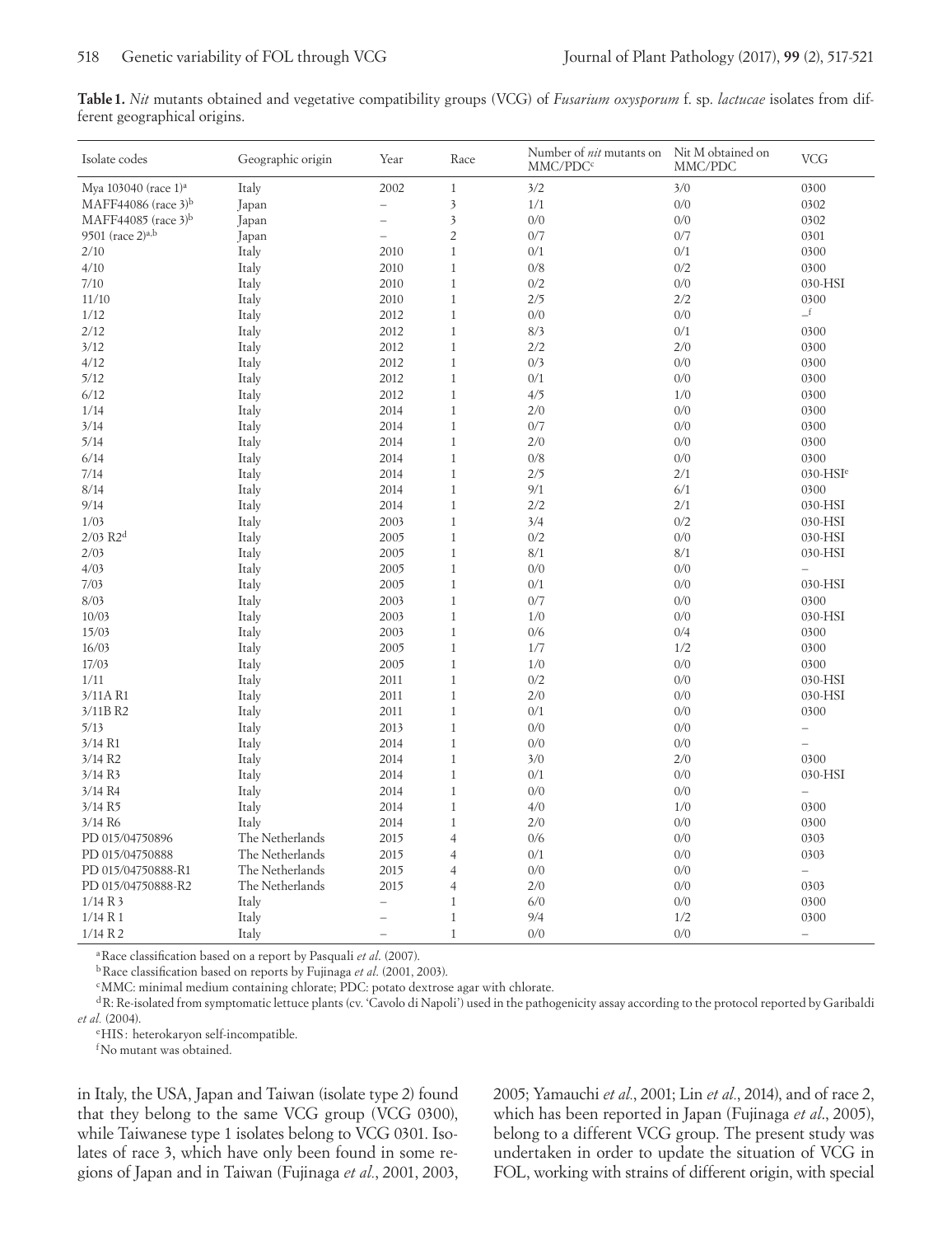**Table 1.** *Nit* mutants obtained and vegetative compatibility groups (VCG) of *Fusarium oxysporum* f. sp. *lactucae* isolates from different geographical origins.

| Isolate codes | Geographic origin | Year | Race | Number of *nit* mutants on MMC/PDC[c] | Nit M obtained on MMC/PDC | VCG |
|---|---|---|---|---|---|---|
| Mya 103040 (race 1)[a] | Italy | 2002 | 1 | 3/2 | 3/0 | 0300 |
| MAFF44086 (race 3)[b] | Japan | – | 3 | 1/1 | 0/0 | 0302 |
| MAFF44085 (race 3)[b] | Japan | – | 3 | 0/0 | 0/0 | 0302 |
| 9501 (race 2)[a,b] | Japan | – | 2 | 0/7 | 0/7 | 0301 |
| 2/10 | Italy | 2010 | 1 | 0/1 | 0/1 | 0300 |
| 4/10 | Italy | 2010 | 1 | 0/8 | 0/2 | 0300 |
| 7/10 | Italy | 2010 | 1 | 0/2 | 0/0 | 030-HSI |
| 11/10 | Italy | 2010 | 1 | 2/5 | 2/2 | 0300 |
| 1/12 | Italy | 2012 | 1 | 0/0 | 0/0 | –[f] |
| 2/12 | Italy | 2012 | 1 | 8/3 | 0/1 | 0300 |
| 3/12 | Italy | 2012 | 1 | 2/2 | 2/0 | 0300 |
| 4/12 | Italy | 2012 | 1 | 0/3 | 0/0 | 0300 |
| 5/12 | Italy | 2012 | 1 | 0/1 | 0/0 | 0300 |
| 6/12 | Italy | 2012 | 1 | 4/5 | 1/0 | 0300 |
| 1/14 | Italy | 2014 | 1 | 2/0 | 0/0 | 0300 |
| 3/14 | Italy | 2014 | 1 | 0/7 | 0/0 | 0300 |
| 5/14 | Italy | 2014 | 1 | 2/0 | 0/0 | 0300 |
| 6/14 | Italy | 2014 | 1 | 0/8 | 0/0 | 0300 |
| 7/14 | Italy | 2014 | 1 | 2/5 | 2/1 | 030-HSI[e] |
| 8/14 | Italy | 2014 | 1 | 9/1 | 6/1 | 0300 |
| 9/14 | Italy | 2014 | 1 | 2/2 | 2/1 | 030-HSI |
| 1/03 | Italy | 2003 | 1 | 3/4 | 0/2 | 030-HSI |
| 2/03 R2[d] | Italy | 2005 | 1 | 0/2 | 0/0 | 030-HSI |
| 2/03 | Italy | 2005 | 1 | 8/1 | 8/1 | 030-HSI |
| 4/03 | Italy | 2005 | 1 | 0/0 | 0/0 | – |
| 7/03 | Italy | 2005 | 1 | 0/1 | 0/0 | 030-HSI |
| 8/03 | Italy | 2003 | 1 | 0/7 | 0/0 | 0300 |
| 10/03 | Italy | 2003 | 1 | 1/0 | 0/0 | 030-HSI |
| 15/03 | Italy | 2003 | 1 | 0/6 | 0/4 | 0300 |
| 16/03 | Italy | 2005 | 1 | 1/7 | 1/2 | 0300 |
| 17/03 | Italy | 2005 | 1 | 1/0 | 0/0 | 0300 |
| 1/11 | Italy | 2011 | 1 | 0/2 | 0/0 | 030-HSI |
| 3/11A R1 | Italy | 2011 | 1 | 2/0 | 0/0 | 030-HSI |
| 3/11B R2 | Italy | 2011 | 1 | 0/1 | 0/0 | 0300 |
| 5/13 | Italy | 2013 | 1 | 0/0 | 0/0 | – |
| 3/14 R1 | Italy | 2014 | 1 | 0/0 | 0/0 | – |
| 3/14 R2 | Italy | 2014 | 1 | 3/0 | 2/0 | 0300 |
| 3/14 R3 | Italy | 2014 | 1 | 0/1 | 0/0 | 030-HSI |
| 3/14 R4 | Italy | 2014 | 1 | 0/0 | 0/0 | – |
| 3/14 R5 | Italy | 2014 | 1 | 4/0 | 1/0 | 0300 |
| 3/14 R6 | Italy | 2014 | 1 | 2/0 | 0/0 | 0300 |
| PD 015/04750896 | The Netherlands | 2015 | 4 | 0/6 | 0/0 | 0303 |
| PD 015/04750888 | The Netherlands | 2015 | 4 | 0/1 | 0/0 | 0303 |
| PD 015/04750888-R1 | The Netherlands | 2015 | 4 | 0/0 | 0/0 | – |
| PD 015/04750888-R2 | The Netherlands | 2015 | 4 | 2/0 | 0/0 | 0303 |
| 1/14 R 3 | Italy | – | 1 | 6/0 | 0/0 | 0300 |
| 1/14 R 1 | Italy | – | 1 | 9/4 | 1/2 | 0300 |
| 1/14 R 2 | Italy | – | 1 | 0/0 | 0/0 | – |

[a] Race classification based on a report by Pasquali *et al.* (2007).

[b] Race classification based on reports by Fujinaga *et al.* (2001, 2003).

[c] MMC: minimal medium containing chlorate; PDC: potato dextrose agar with chlorate.

[d] R: Re-isolated from symptomatic lettuce plants (cv. 'Cavolo di Napoli') used in the pathogenicity assay according to the protocol reported by Garibaldi *et al.* (2004).

[e] HIS: heterokaryon self-incompatible.

[f] No mutant was obtained.

in Italy, the USA, Japan and Taiwan (isolate type 2) found that they belong to the same VCG group (VCG 0300), while Taiwanese type 1 isolates belong to VCG 0301. Isolates of race 3, which have only been found in some regions of Japan and in Taiwan (Fujinaga *et al.*, 2001, 2003, 2005; Yamauchi *et al.*, 2001; Lin *et al.*, 2014), and of race 2, which has been reported in Japan (Fujinaga *et al.*, 2005), belong to a different VCG group. The present study was undertaken in order to update the situation of VCG in FOL, working with strains of different origin, with special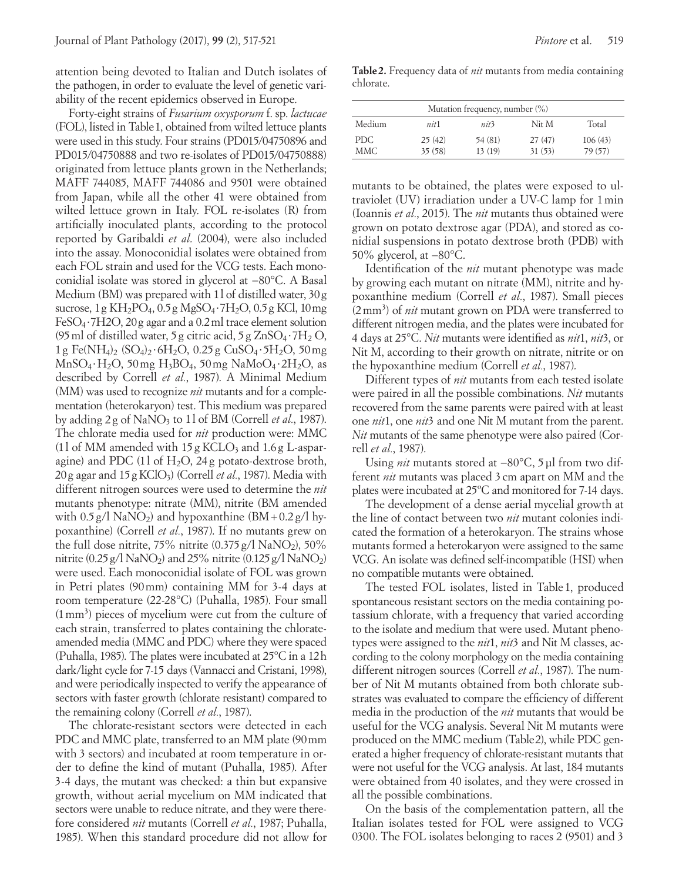attention being devoted to Italian and Dutch isolates of the pathogen, in order to evaluate the level of genetic variability of the recent epidemics observed in Europe.

Forty-eight strains of *Fusarium oxysporum* f. sp. *lactucae* (FOL), listed in Table 1, obtained from wilted lettuce plants were used in this study. Four strains (PD015/04750896 and PD015/04750888 and two re-isolates of PD015/04750888) originated from lettuce plants grown in the Netherlands; MAFF 744085, MAFF 744086 and 9501 were obtained from Japan, while all the other 41 were obtained from wilted lettuce grown in Italy. FOL re-isolates (R) from artificially inoculated plants, according to the protocol reported by Garibaldi *et al*. (2004), were also included into the assay. Monoconidial isolates were obtained from each FOL strain and used for the VCG tests. Each monoconidial isolate was stored in glycerol at −80°C. A Basal Medium (BM) was prepared with 1 l of distilled water, 30 g sucrose, 1 g $KH_2PO_4$, 0.5 g $MgSO_4 \cdot 7H_2O$, 0.5 g KCl, 10 mg $FeSO_4 \cdot 7H2O$, 20 g agar and a 0.2 ml trace element solution (95 ml of distilled water, 5 g citric acid, 5 g $ZnSO_4 \cdot 7H_2$ O, 1 g $Fe(NH_4)_2$ $(SO_4)_2 \cdot 6H_2O$, 0.25 g $CuSO_4 \cdot 5H_2O$, 50 mg $MnSO_4 \cdot H_2O$, 50 mg $H_3BO_4$, 50 mg $NaMoO_4 \cdot 2H_2O$, as described by Correll *et al*., 1987). A Minimal Medium (MM) was used to recognize *nit* mutants and for a complementation (heterokaryon) test. This medium was prepared by adding 2 g of $NaNO_3$ to 1 l of BM (Correll *et al*., 1987). The chlorate media used for *nit* production were: MMC (1 l of MM amended with 15 g $KCLO_3$ and 1.6 g L-asparagine) and PDC (1 l of $H_2O$, 24 g potato-dextrose broth, 20 g agar and 15 g $KClO_3$) (Correll *et al*., 1987). Media with different nitrogen sources were used to determine the *nit* mutants phenotype: nitrate (MM), nitrite (BM amended with 0.5 g/l $NaNO_2$) and hypoxanthine (BM + 0.2 g/l hypoxanthine) (Correll *et al*., 1987). If no mutants grew on the full dose nitrite, 75% nitrite (0.375 g/l $NaNO_2$), 50% nitrite (0.25 g/l $NaNO_2$) and 25% nitrite (0.125 g/l $NaNO_2$) were used. Each monoconidial isolate of FOL was grown in Petri plates (90 mm) containing MM for 3-4 days at room temperature (22-28°C) (Puhalla, 1985). Four small ($1\,mm^3$) pieces of mycelium were cut from the culture of each strain, transferred to plates containing the chlorate-amended media (MMC and PDC) where they were spaced (Puhalla, 1985). The plates were incubated at 25°C in a 12 h dark/light cycle for 7-15 days (Vannacci and Cristani, 1998), and were periodically inspected to verify the appearance of sectors with faster growth (chlorate resistant) compared to the remaining colony (Correll *et al*., 1987).

The chlorate-resistant sectors were detected in each PDC and MMC plate, transferred to an MM plate (90 mm with 3 sectors) and incubated at room temperature in order to define the kind of mutant (Puhalla, 1985). After 3-4 days, the mutant was checked: a thin but expansive growth, without aerial mycelium on MM indicated that sectors were unable to reduce nitrate, and they were therefore considered *nit* mutants (Correll *et al*., 1987; Puhalla, 1985). When this standard procedure did not allow for mutants to be obtained, the plates were exposed to ultraviolet (UV) irradiation under a UV-C lamp for 1 min (Ioannis *et al*., 2015). The *nit* mutants thus obtained were grown on potato dextrose agar (PDA), and stored as conidial suspensions in potato dextrose broth (PDB) with 50% glycerol, at −80°C.

**Table 2.** Frequency data of *nit* mutants from media containing chlorate.

| Mutation frequency, number (%) | | | | |
|---|---|---|---|---|
| Medium | *nit*1 | *nit*3 | Nit M | Total |
| PDC | 25 (42) | 54 (81) | 27 (47) | 106 (43) |
| MMC | 35 (58) | 13 (19) | 31 (53) | 79 (57) |

Identification of the *nit* mutant phenotype was made by growing each mutant on nitrate (MM), nitrite and hypoxanthine medium (Correll *et al*., 1987). Small pieces ($2\,mm^3$) of *nit* mutant grown on PDA were transferred to different nitrogen media, and the plates were incubated for 4 days at 25°C. *Nit* mutants were identified as *nit*1, *nit*3, or Nit M, according to their growth on nitrate, nitrite or on the hypoxanthine medium (Correll *et al*., 1987).

Different types of *nit* mutants from each tested isolate were paired in all the possible combinations. *Nit* mutants recovered from the same parents were paired with at least one *nit*1, one *nit*3 and one Nit M mutant from the parent. *Nit* mutants of the same phenotype were also paired (Correll *et al*., 1987).

Using *nit* mutants stored at −80°C, 5 µl from two different *nit* mutants was placed 3 cm apart on MM and the plates were incubated at 25°C and monitored for 7-14 days.

The development of a dense aerial mycelial growth at the line of contact between two *nit* mutant colonies indicated the formation of a heterokaryon. The strains whose mutants formed a heterokaryon were assigned to the same VCG. An isolate was defined self-incompatible (HSI) when no compatible mutants were obtained.

The tested FOL isolates, listed in Table 1, produced spontaneous resistant sectors on the media containing potassium chlorate, with a frequency that varied according to the isolate and medium that were used. Mutant phenotypes were assigned to the *nit*1, *nit*3 and Nit M classes, according to the colony morphology on the media containing different nitrogen sources (Correll *et al*., 1987). The number of Nit M mutants obtained from both chlorate substrates was evaluated to compare the efficiency of different media in the production of the *nit* mutants that would be useful for the VCG analysis. Several Nit M mutants were produced on the MMC medium (Table 2), while PDC generated a higher frequency of chlorate-resistant mutants that were not useful for the VCG analysis. At last, 184 mutants were obtained from 40 isolates, and they were crossed in all the possible combinations.

On the basis of the complementation pattern, all the Italian isolates tested for FOL were assigned to VCG 0300. The FOL isolates belonging to races 2 (9501) and 3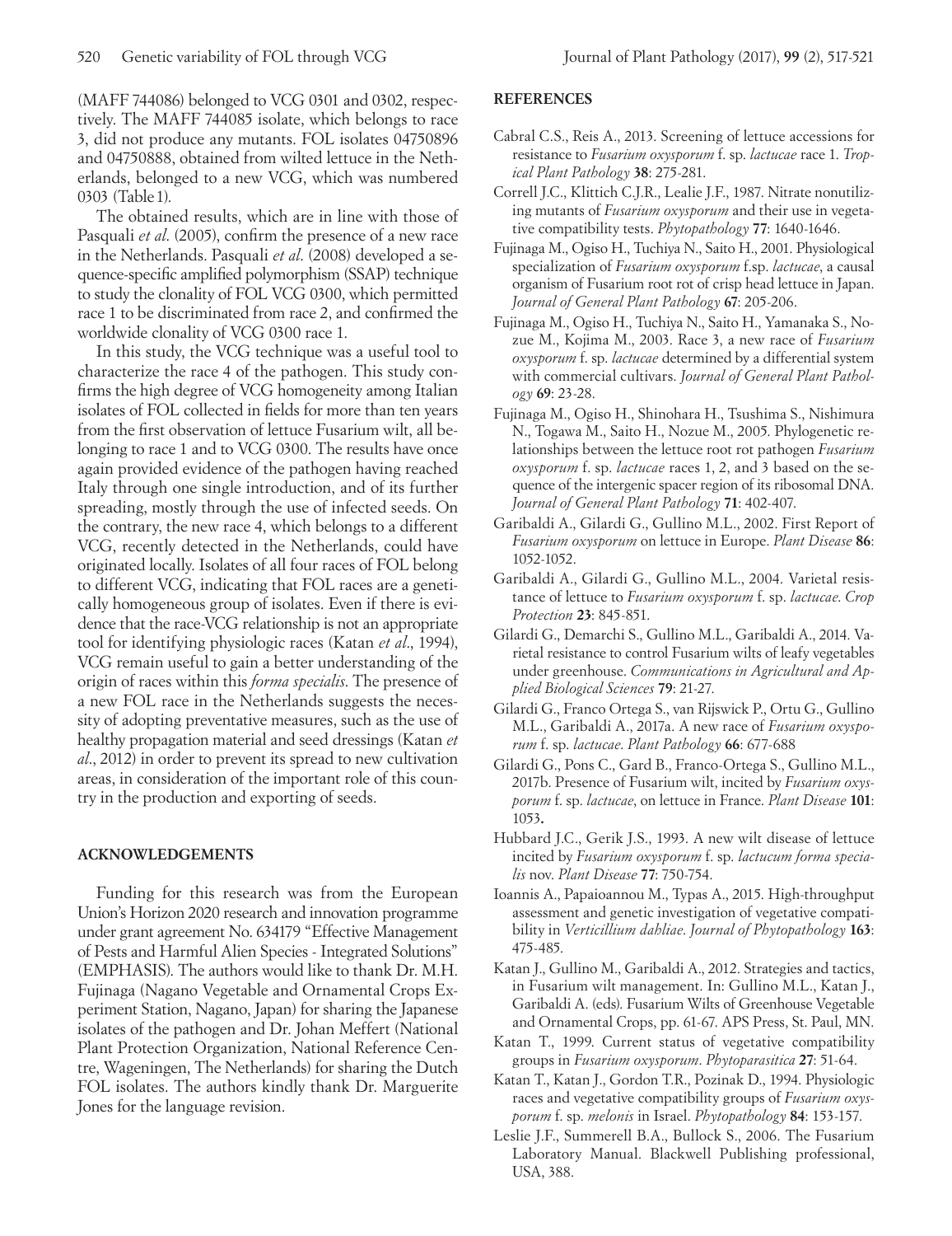(MAFF 744086) belonged to VCG 0301 and 0302, respectively. The MAFF 744085 isolate, which belongs to race 3, did not produce any mutants. FOL isolates 04750896 and 04750888, obtained from wilted lettuce in the Netherlands, belonged to a new VCG, which was numbered 0303 (Table 1).

The obtained results, which are in line with those of Pasquali *et al*. (2005), confirm the presence of a new race in the Netherlands. Pasquali *et al*. (2008) developed a sequence-specific amplified polymorphism (SSAP) technique to study the clonality of FOL VCG 0300, which permitted race 1 to be discriminated from race 2, and confirmed the worldwide clonality of VCG 0300 race 1.

In this study, the VCG technique was a useful tool to characterize the race 4 of the pathogen. This study confirms the high degree of VCG homogeneity among Italian isolates of FOL collected in fields for more than ten years from the first observation of lettuce Fusarium wilt, all belonging to race 1 and to VCG 0300. The results have once again provided evidence of the pathogen having reached Italy through one single introduction, and of its further spreading, mostly through the use of infected seeds. On the contrary, the new race 4, which belongs to a different VCG, recently detected in the Netherlands, could have originated locally. Isolates of all four races of FOL belong to different VCG, indicating that FOL races are a genetically homogeneous group of isolates. Even if there is evidence that the race-VCG relationship is not an appropriate tool for identifying physiologic races (Katan *et al*., 1994), VCG remain useful to gain a better understanding of the origin of races within this *forma specialis*. The presence of a new FOL race in the Netherlands suggests the necessity of adopting preventative measures, such as the use of healthy propagation material and seed dressings (Katan *et al*., 2012) in order to prevent its spread to new cultivation areas, in consideration of the important role of this country in the production and exporting of seeds.

## ACKNOWLEDGEMENTS

Funding for this research was from the European Union's Horizon 2020 research and innovation programme under grant agreement No. 634179 "Effective Management of Pests and Harmful Alien Species - Integrated Solutions" (EMPHASIS). The authors would like to thank Dr. M.H. Fujinaga (Nagano Vegetable and Ornamental Crops Experiment Station, Nagano, Japan) for sharing the Japanese isolates of the pathogen and Dr. Johan Meffert (National Plant Protection Organization, National Reference Centre, Wageningen, The Netherlands) for sharing the Dutch FOL isolates. The authors kindly thank Dr. Marguerite Jones for the language revision.

## REFERENCES

Cabral C.S., Reis A., 2013. Screening of lettuce accessions for resistance to *Fusarium oxysporum* f. sp. *lactucae* race 1. *Tropical Plant Pathology* **38**: 275-281.

Correll J.C., Klittich C.J.R., Lealie J.F., 1987. Nitrate nonutilizing mutants of *Fusarium oxysporum* and their use in vegetative compatibility tests. *Phytopathology* **77**: 1640-1646.

Fujinaga M., Ogiso H., Tuchiya N., Saito H., 2001. Physiological specialization of *Fusarium oxysporum* f.sp. *lactucae*, a causal organism of Fusarium root rot of crisp head lettuce in Japan. *Journal of General Plant Pathology* **67**: 205-206.

Fujinaga M., Ogiso H., Tuchiya N., Saito H., Yamanaka S., Nozue M., Kojima M., 2003. Race 3, a new race of *Fusarium oxysporum* f. sp. *lactucae* determined by a differential system with commercial cultivars. *Journal of General Plant Pathology* **69**: 23-28.

Fujinaga M., Ogiso H., Shinohara H., Tsushima S., Nishimura N., Togawa M., Saito H., Nozue M., 2005. Phylogenetic relationships between the lettuce root rot pathogen *Fusarium oxysporum* f. sp. *lactucae* races 1, 2, and 3 based on the sequence of the intergenic spacer region of its ribosomal DNA. *Journal of General Plant Pathology* **71**: 402-407.

Garibaldi A., Gilardi G., Gullino M.L., 2002. First Report of *Fusarium oxysporum* on lettuce in Europe. *Plant Disease* **86**: 1052-1052.

Garibaldi A., Gilardi G., Gullino M.L., 2004. Varietal resistance of lettuce to *Fusarium oxysporum* f. sp. *lactucae*. *Crop Protection* **23**: 845-851.

Gilardi G., Demarchi S., Gullino M.L., Garibaldi A., 2014. Varietal resistance to control Fusarium wilts of leafy vegetables under greenhouse. *Communications in Agricultural and Applied Biological Sciences* **79**: 21-27.

Gilardi G., Franco Ortega S., van Rijswick P., Ortu G., Gullino M.L., Garibaldi A., 2017a. A new race of *Fusarium oxysporum* f. sp. *lactucae*. *Plant Pathology* **66**: 677-688

Gilardi G., Pons C., Gard B., Franco-Ortega S., Gullino M.L., 2017b. Presence of Fusarium wilt, incited by *Fusarium oxysporum* f. sp. *lactucae*, on lettuce in France. *Plant Disease* **101**: 1053**.**

Hubbard J.C., Gerik J.S., 1993. A new wilt disease of lettuce incited by *Fusarium oxysporum* f. sp. *lactucum forma specialis* nov. *Plant Disease* **77**: 750-754.

Ioannis A., Papaioannou M., Typas A., 2015. High-throughput assessment and genetic investigation of vegetative compatibility in *Verticillium dahliae*. *Journal of Phytopathology* **163**: 475-485.

Katan J., Gullino M., Garibaldi A., 2012. Strategies and tactics, in Fusarium wilt management. In: Gullino M.L., Katan J., Garibaldi A. (eds). Fusarium Wilts of Greenhouse Vegetable and Ornamental Crops, pp. 61-67. APS Press, St. Paul, MN.

Katan T., 1999. Current status of vegetative compatibility groups in *Fusarium oxysporum*. *Phytoparasitica* **27**: 51-64.

Katan T., Katan J., Gordon T.R., Pozinak D., 1994. Physiologic races and vegetative compatibility groups of *Fusarium oxysporum* f. sp. *melonis* in Israel. *Phytopathology* **84**: 153-157.

Leslie J.F., Summerell B.A., Bullock S., 2006. The Fusarium Laboratory Manual. Blackwell Publishing professional, USA, 388.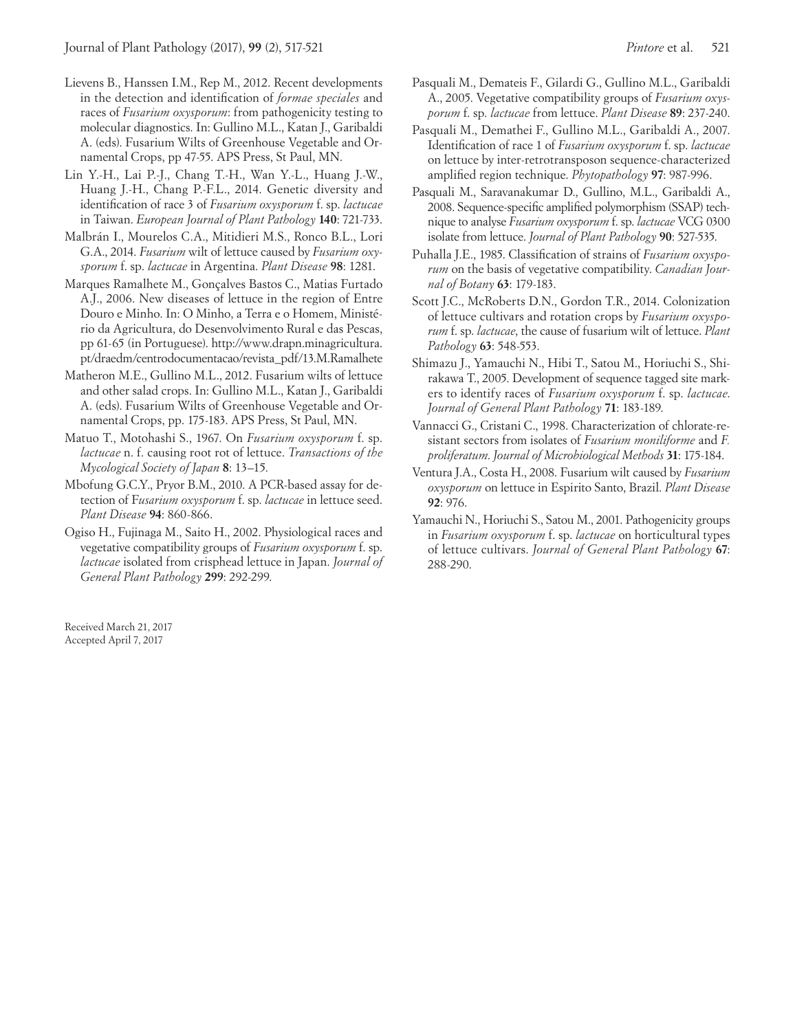Lievens B., Hanssen I.M., Rep M., 2012. Recent developments in the detection and identification of *formae speciales* and races of *Fusarium oxysporum*: from pathogenicity testing to molecular diagnostics. In: Gullino M.L., Katan J., Garibaldi A. (eds). Fusarium Wilts of Greenhouse Vegetable and Ornamental Crops, pp 47-55. APS Press, St Paul, MN.

Lin Y.-H., Lai P.-J., Chang T.-H., Wan Y.-L., Huang J.-W., Huang J.-H., Chang P.-F.L., 2014. Genetic diversity and identification of race 3 of *Fusarium oxysporum* f. sp. *lactucae* in Taiwan. *European Journal of Plant Pathology* **140**: 721-733.

Malbrán I., Mourelos C.A., Mitidieri M.S., Ronco B.L., Lori G.A., 2014. *Fusarium* wilt of lettuce caused by *Fusarium oxysporum* f. sp. *lactucae* in Argentina. *Plant Disease* **98**: 1281.

Marques Ramalhete M., Gonçalves Bastos C., Matias Furtado A.J., 2006. New diseases of lettuce in the region of Entre Douro e Minho. In: O Minho, a Terra e o Homem, Ministério da Agricultura, do Desenvolvimento Rural e das Pescas, pp 61-65 (in Portuguese). http://www.drapn.minagricultura.pt/draedm/centrodocumentacao/revista_pdf/13.M.Ramalhete

Matheron M.E., Gullino M.L., 2012. Fusarium wilts of lettuce and other salad crops. In: Gullino M.L., Katan J., Garibaldi A. (eds). Fusarium Wilts of Greenhouse Vegetable and Ornamental Crops, pp. 175-183. APS Press, St Paul, MN.

Matuo T., Motohashi S., 1967. On *Fusarium oxysporum* f. sp. *lactucae* n. f. causing root rot of lettuce. *Transactions of the Mycological Society of Japan* **8**: 13–15.

Mbofung G.C.Y., Pryor B.M., 2010. A PCR-based assay for detection of F*usarium oxysporum* f. sp. *lactucae* in lettuce seed. *Plant Disease* **94**: 860-866.

Ogiso H., Fujinaga M., Saito H., 2002. Physiological races and vegetative compatibility groups of *Fusarium oxysporum* f. sp. *lactucae* isolated from crisphead lettuce in Japan. *Journal of General Plant Pathology* **299**: 292-299.

Pasquali M., Demateis F., Gilardi G., Gullino M.L., Garibaldi A., 2005. Vegetative compatibility groups of *Fusarium oxysporum* f. sp. *lactucae* from lettuce. *Plant Disease* **89**: 237-240.

Pasquali M., Demathei F., Gullino M.L., Garibaldi A., 2007. Identification of race 1 of *Fusarium oxysporum* f. sp. *lactucae* on lettuce by inter-retrotransposon sequence-characterized amplified region technique. *Phytopathology* **97**: 987-996.

Pasquali M., Saravanakumar D., Gullino, M.L., Garibaldi A., 2008. Sequence-specific amplified polymorphism (SSAP) technique to analyse *Fusarium oxysporum* f. sp. *lactucae* VCG 0300 isolate from lettuce. *Journal of Plant Pathology* **90**: 527-535.

Puhalla J.E., 1985. Classification of strains of *Fusarium oxysporum* on the basis of vegetative compatibility. *Canadian Journal of Botany* **63**: 179-183.

Scott J.C., McRoberts D.N., Gordon T.R., 2014. Colonization of lettuce cultivars and rotation crops by *Fusarium oxysporum* f. sp. *lactucae*, the cause of fusarium wilt of lettuce. *Plant Pathology* **63**: 548-553.

Shimazu J., Yamauchi N., Hibi T., Satou M., Horiuchi S., Shirakawa T., 2005. Development of sequence tagged site markers to identify races of *Fusarium oxysporum* f. sp. *lactucae*. *Journal of General Plant Pathology* **71**: 183-189.

Vannacci G., Cristani C., 1998. Characterization of chlorate-resistant sectors from isolates of *Fusarium moniliforme* and *F. proliferatum*. *Journal of Microbiological Methods* **31**: 175-184.

Ventura J.A., Costa H., 2008. Fusarium wilt caused by *Fusarium oxysporum* on lettuce in Espirito Santo, Brazil. *Plant Disease* **92**: 976.

Yamauchi N., Horiuchi S., Satou M., 2001. Pathogenicity groups in *Fusarium oxysporum* f. sp. *lactucae* on horticultural types of lettuce cultivars. *Journal of General Plant Pathology* **67**: 288-290.

Received March 21, 2017
Accepted April 7, 2017